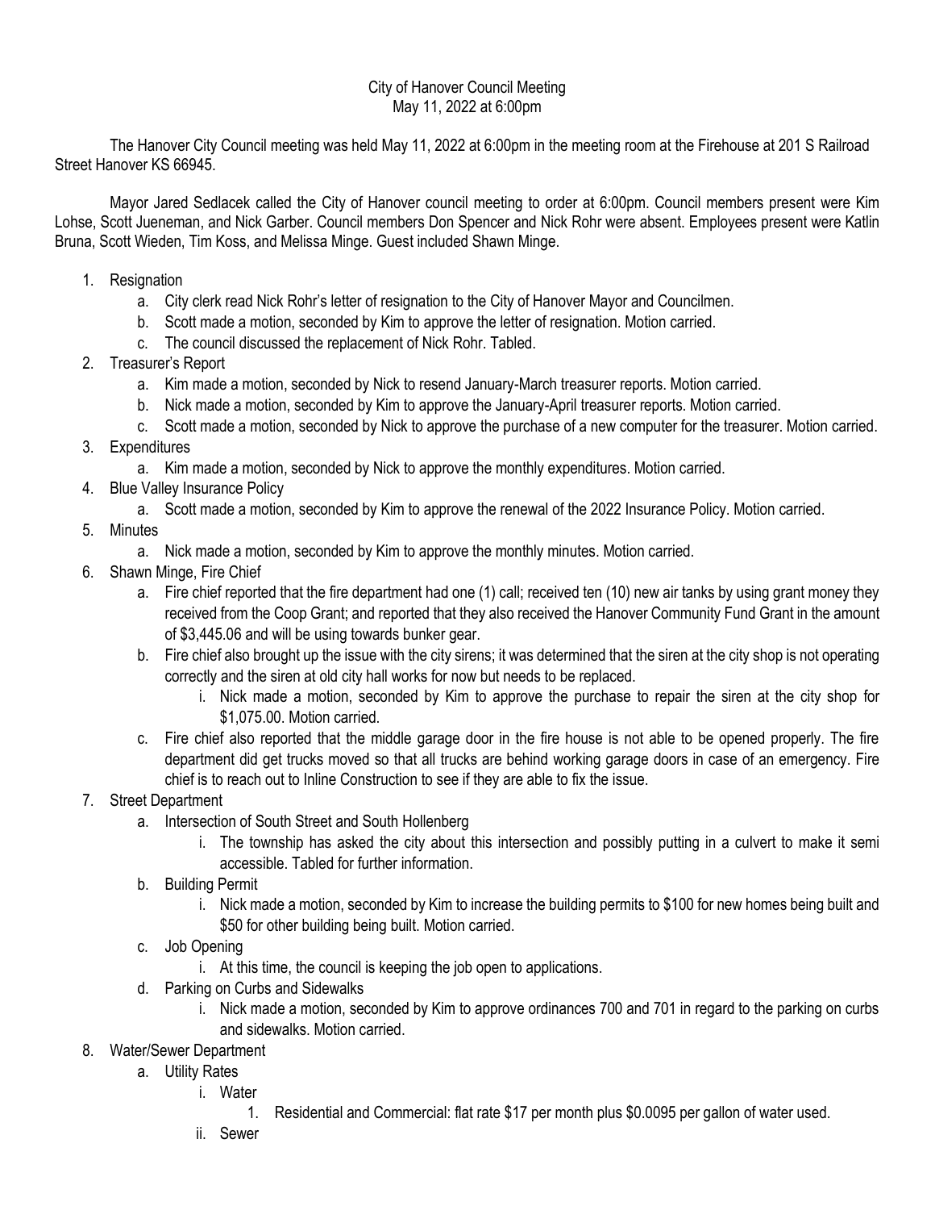City of Hanover Council Meeting
May 11, 2022 at 6:00pm

The Hanover City Council meeting was held May 11, 2022 at 6:00pm in the meeting room at the Firehouse at 201 S Railroad Street Hanover KS 66945.

Mayor Jared Sedlacek called the City of Hanover council meeting to order at 6:00pm. Council members present were Kim Lohse, Scott Jueneman, and Nick Garber. Council members Don Spencer and Nick Rohr were absent. Employees present were Katlin Bruna, Scott Wieden, Tim Koss, and Melissa Minge. Guest included Shawn Minge.

1. Resignation
   a. City clerk read Nick Rohr's letter of resignation to the City of Hanover Mayor and Councilmen.
   b. Scott made a motion, seconded by Kim to approve the letter of resignation. Motion carried.
   c. The council discussed the replacement of Nick Rohr. Tabled.
2. Treasurer's Report
   a. Kim made a motion, seconded by Nick to resend January-March treasurer reports. Motion carried.
   b. Nick made a motion, seconded by Kim to approve the January-April treasurer reports. Motion carried.
   c. Scott made a motion, seconded by Nick to approve the purchase of a new computer for the treasurer. Motion carried.
3. Expenditures
   a. Kim made a motion, seconded by Nick to approve the monthly expenditures. Motion carried.
4. Blue Valley Insurance Policy
   a. Scott made a motion, seconded by Kim to approve the renewal of the 2022 Insurance Policy. Motion carried.
5. Minutes
   a. Nick made a motion, seconded by Kim to approve the monthly minutes. Motion carried.
6. Shawn Minge, Fire Chief
   a. Fire chief reported that the fire department had one (1) call; received ten (10) new air tanks by using grant money they received from the Coop Grant; and reported that they also received the Hanover Community Fund Grant in the amount of $3,445.06 and will be using towards bunker gear.
   b. Fire chief also brought up the issue with the city sirens; it was determined that the siren at the city shop is not operating correctly and the siren at old city hall works for now but needs to be replaced.
      i. Nick made a motion, seconded by Kim to approve the purchase to repair the siren at the city shop for $1,075.00. Motion carried.
   c. Fire chief also reported that the middle garage door in the fire house is not able to be opened properly. The fire department did get trucks moved so that all trucks are behind working garage doors in case of an emergency. Fire chief is to reach out to Inline Construction to see if they are able to fix the issue.
7. Street Department
   a. Intersection of South Street and South Hollenberg
      i. The township has asked the city about this intersection and possibly putting in a culvert to make it semi accessible. Tabled for further information.
   b. Building Permit
      i. Nick made a motion, seconded by Kim to increase the building permits to $100 for new homes being built and $50 for other building being built. Motion carried.
   c. Job Opening
      i. At this time, the council is keeping the job open to applications.
   d. Parking on Curbs and Sidewalks
      i. Nick made a motion, seconded by Kim to approve ordinances 700 and 701 in regard to the parking on curbs and sidewalks. Motion carried.
8. Water/Sewer Department
   a. Utility Rates
      i. Water
         1. Residential and Commercial: flat rate $17 per month plus $0.0095 per gallon of water used.
      ii. Sewer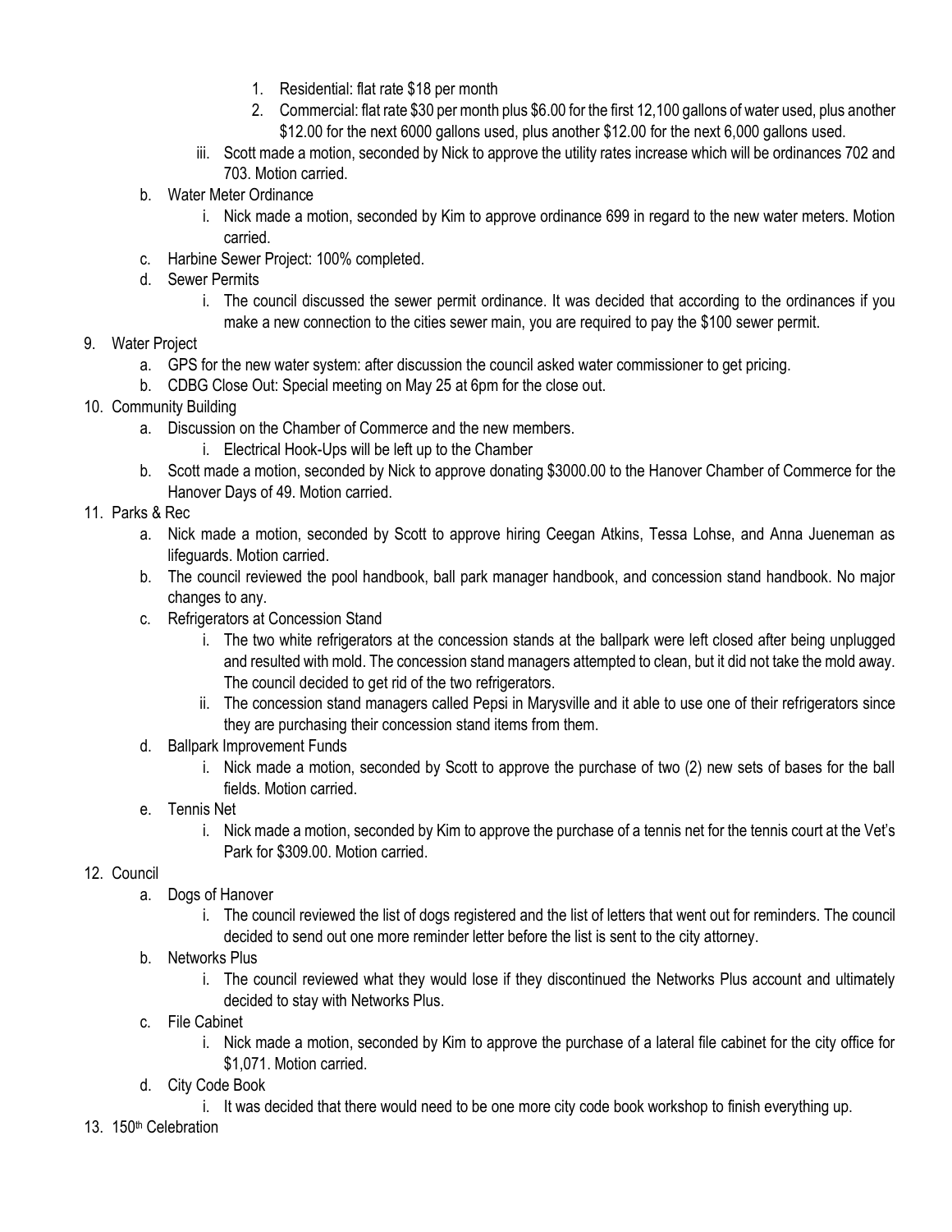1. Residential: flat rate $18 per month
2. Commercial: flat rate $30 per month plus $6.00 for the first 12,100 gallons of water used, plus another $12.00 for the next 6000 gallons used, plus another $12.00 for the next 6,000 gallons used.

   iii. Scott made a motion, seconded by Nick to approve the utility rates increase which will be ordinances 702 and 703. Motion carried.

   b. Water Meter Ordinance
      i. Nick made a motion, seconded by Kim to approve ordinance 699 in regard to the new water meters. Motion carried.

   c. Harbine Sewer Project: 100% completed.

   d. Sewer Permits
      i. The council discussed the sewer permit ordinance. It was decided that according to the ordinances if you make a new connection to the cities sewer main, you are required to pay the $100 sewer permit.

9. Water Project
   a. GPS for the new water system: after discussion the council asked water commissioner to get pricing.
   b. CDBG Close Out: Special meeting on May 25 at 6pm for the close out.

10. Community Building
    a. Discussion on the Chamber of Commerce and the new members.
       i. Electrical Hook-Ups will be left up to the Chamber
    b. Scott made a motion, seconded by Nick to approve donating $3000.00 to the Hanover Chamber of Commerce for the Hanover Days of 49. Motion carried.

11. Parks & Rec
    a. Nick made a motion, seconded by Scott to approve hiring Ceegan Atkins, Tessa Lohse, and Anna Jueneman as lifeguards. Motion carried.
    b. The council reviewed the pool handbook, ball park manager handbook, and concession stand handbook. No major changes to any.
    c. Refrigerators at Concession Stand
       i. The two white refrigerators at the concession stands at the ballpark were left closed after being unplugged and resulted with mold. The concession stand managers attempted to clean, but it did not take the mold away. The council decided to get rid of the two refrigerators.
       ii. The concession stand managers called Pepsi in Marysville and it able to use one of their refrigerators since they are purchasing their concession stand items from them.
    d. Ballpark Improvement Funds
       i. Nick made a motion, seconded by Scott to approve the purchase of two (2) new sets of bases for the ball fields. Motion carried.
    e. Tennis Net
       i. Nick made a motion, seconded by Kim to approve the purchase of a tennis net for the tennis court at the Vet's Park for $309.00. Motion carried.

12. Council
    a. Dogs of Hanover
       i. The council reviewed the list of dogs registered and the list of letters that went out for reminders. The council decided to send out one more reminder letter before the list is sent to the city attorney.
    b. Networks Plus
       i. The council reviewed what they would lose if they discontinued the Networks Plus account and ultimately decided to stay with Networks Plus.
    c. File Cabinet
       i. Nick made a motion, seconded by Kim to approve the purchase of a lateral file cabinet for the city office for $1,071. Motion carried.
    d. City Code Book
       i. It was decided that there would need to be one more city code book workshop to finish everything up.

13. 150th Celebration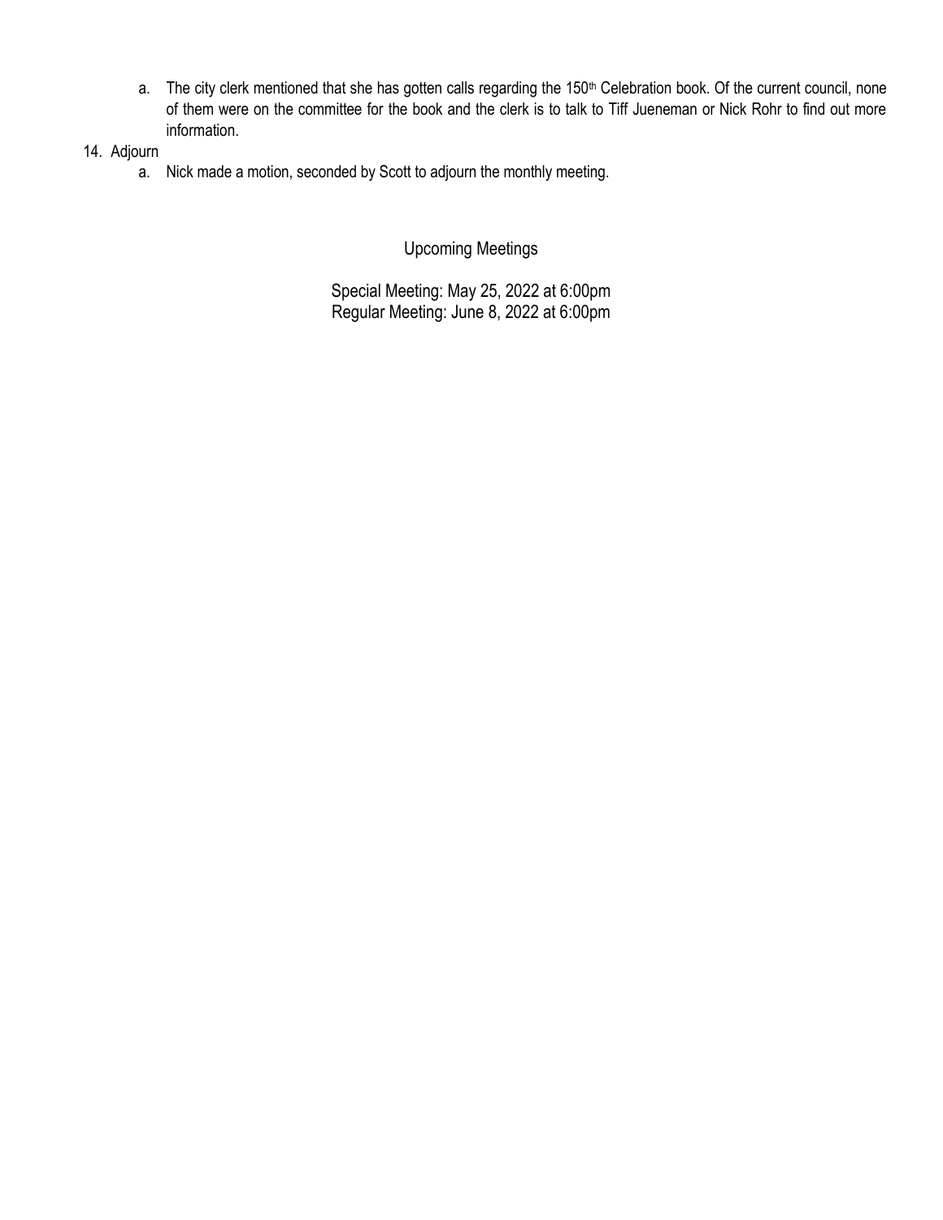a. The city clerk mentioned that she has gotten calls regarding the 150th Celebration book. Of the current council, none of them were on the committee for the book and the clerk is to talk to Tiff Jueneman or Nick Rohr to find out more information.

14. Adjourn
   a. Nick made a motion, seconded by Scott to adjourn the monthly meeting.

Upcoming Meetings

Special Meeting: May 25, 2022 at 6:00pm
Regular Meeting: June 8, 2022 at 6:00pm